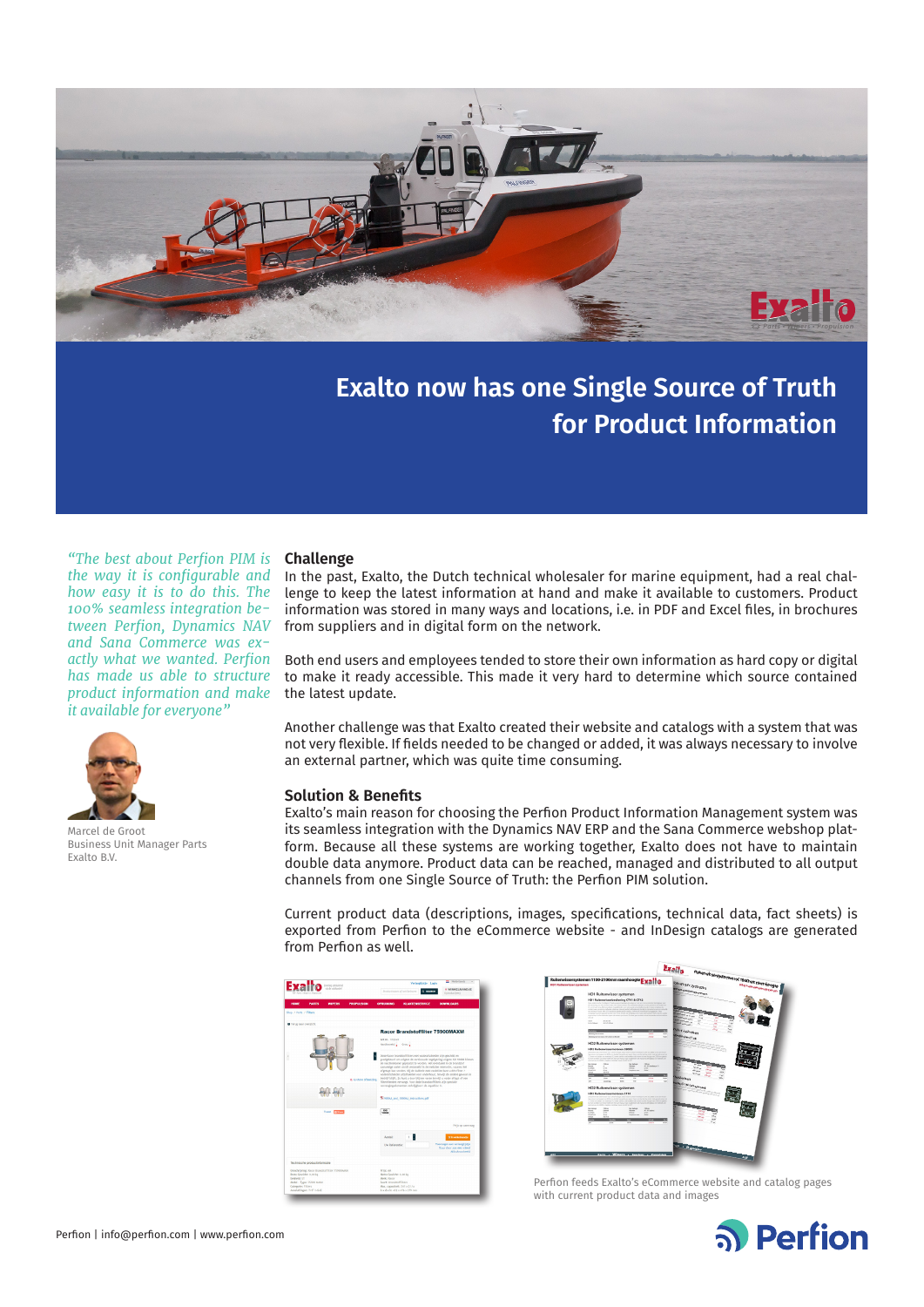# Exalto now has one Single Source of Truth for Product Information

*"The best about Perfion PIM is the way it is configurable and how easy it is to do this. The 100% seamless integration between Perfion, Dynamics NAV and Sana Commerce was exactly what we wanted. Perfion has made us able to structure product information and make it available for everyone"*

Marcel de Groot
Business Unit Manager Parts
Exalto B.V.

## Challenge

In the past, Exalto, the Dutch technical wholesaler for marine equipment, had a real challenge to keep the latest information at hand and make it available to customers. Product information was stored in many ways and locations, i.e. in PDF and Excel files, in brochures from suppliers and in digital form on the network.

Both end users and employees tended to store their own information as hard copy or digital to make it ready accessible. This made it very hard to determine which source contained the latest update.

Another challenge was that Exalto created their website and catalogs with a system that was not very flexible. If fields needed to be changed or added, it was always necessary to involve an external partner, which was quite time consuming.

## Solution & Benefits

Exalto's main reason for choosing the Perfion Product Information Management system was its seamless integration with the Dynamics NAV ERP and the Sana Commerce webshop platform. Because all these systems are working together, Exalto does not have to maintain double data anymore. Product data can be reached, managed and distributed to all output channels from one Single Source of Truth: the Perfion PIM solution.

Current product data (descriptions, images, specifications, technical data, fact sheets) is exported from Perfion to the eCommerce website - and InDesign catalogs are generated from Perfion as well.

Perfion feeds Exalto's eCommerce website and catalog pages with current product data and images

Perfion | info@perfion.com | www.perfion.com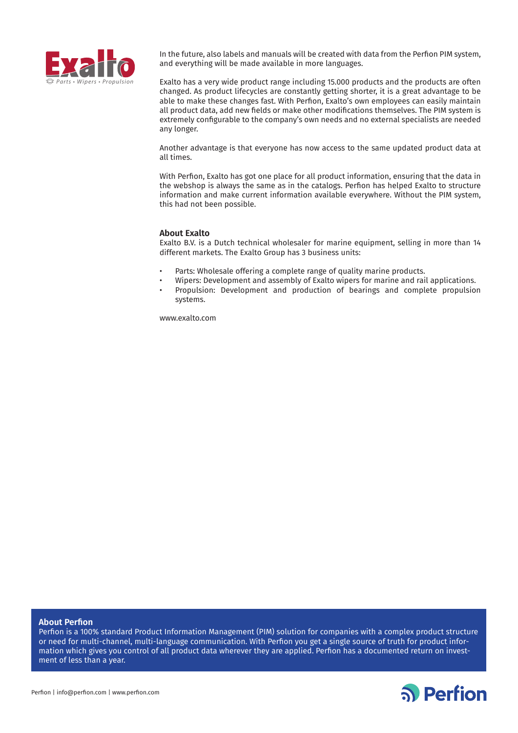In the future, also labels and manuals will be created with data from the Perfion PIM system, and everything will be made available in more languages.

Exalto has a very wide product range including 15.000 products and the products are often changed. As product lifecycles are constantly getting shorter, it is a great advantage to be able to make these changes fast. With Perfion, Exalto's own employees can easily maintain all product data, add new fields or make other modifications themselves. The PIM system is extremely configurable to the company's own needs and no external specialists are needed any longer.

Another advantage is that everyone has now access to the same updated product data at all times.

With Perfion, Exalto has got one place for all product information, ensuring that the data in the webshop is always the same as in the catalogs. Perfion has helped Exalto to structure information and make current information available everywhere. Without the PIM system, this had not been possible.

## About Exalto

Exalto B.V. is a Dutch technical wholesaler for marine equipment, selling in more than 14 different markets. The Exalto Group has 3 business units:

- Parts: Wholesale offering a complete range of quality marine products.
- Wipers: Development and assembly of Exalto wipers for marine and rail applications.
- Propulsion: Development and production of bearings and complete propulsion systems.

www.exalto.com

## About Perfion

Perfion is a 100% standard Product Information Management (PIM) solution for companies with a complex product structure or need for multi-channel, multi-language communication. With Perfion you get a single source of truth for product information which gives you control of all product data wherever they are applied. Perfion has a documented return on investment of less than a year.

Perfion | info@perfion.com | www.perfion.com